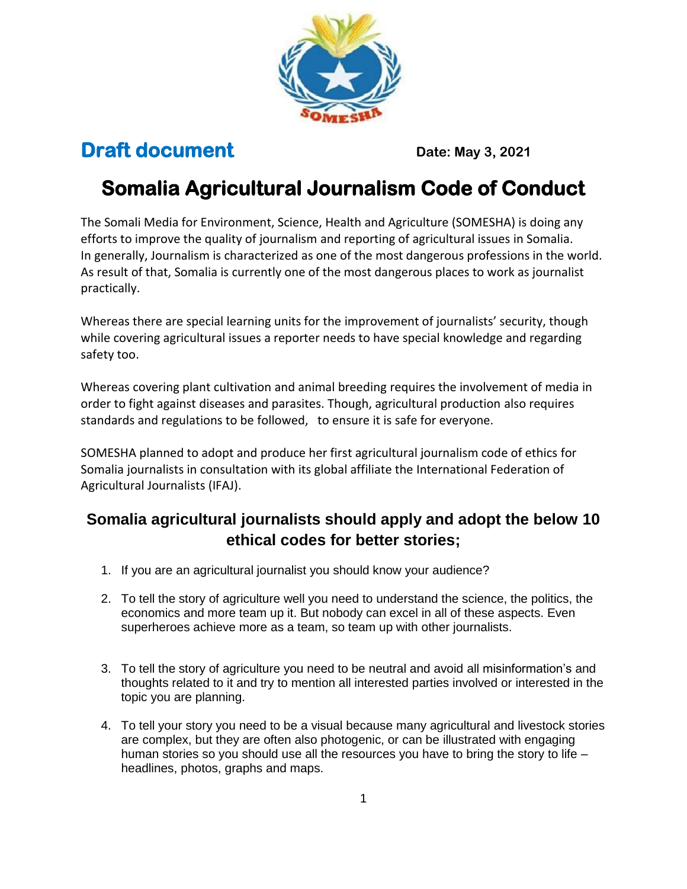**Draft document** **Date: May 3, 2021**

# Somalia Agricultural Journalism Code of Conduct

The Somali Media for Environment, Science, Health and Agriculture (SOMESHA) is doing any efforts to improve the quality of journalism and reporting of agricultural issues in Somalia. In generally, Journalism is characterized as one of the most dangerous professions in the world. As result of that, Somalia is currently one of the most dangerous places to work as journalist practically.

Whereas there are special learning units for the improvement of journalists' security, though while covering agricultural issues a reporter needs to have special knowledge and regarding safety too.

Whereas covering plant cultivation and animal breeding requires the involvement of media in order to fight against diseases and parasites. Though, agricultural production also requires standards and regulations to be followed, to ensure it is safe for everyone.

SOMESHA planned to adopt and produce her first agricultural journalism code of ethics for Somalia journalists in consultation with its global affiliate the International Federation of Agricultural Journalists (IFAJ).

## Somalia agricultural journalists should apply and adopt the below 10 ethical codes for better stories;

1. If you are an agricultural journalist you should know your audience?
2. To tell the story of agriculture well you need to understand the science, the politics, the economics and more team up it. But nobody can excel in all of these aspects. Even superheroes achieve more as a team, so team up with other journalists.
3. To tell the story of agriculture you need to be neutral and avoid all misinformation's and thoughts related to it and try to mention all interested parties involved or interested in the topic you are planning.
4. To tell your story you need to be a visual because many agricultural and livestock stories are complex, but they are often also photogenic, or can be illustrated with engaging human stories so you should use all the resources you have to bring the story to life – headlines, photos, graphs and maps.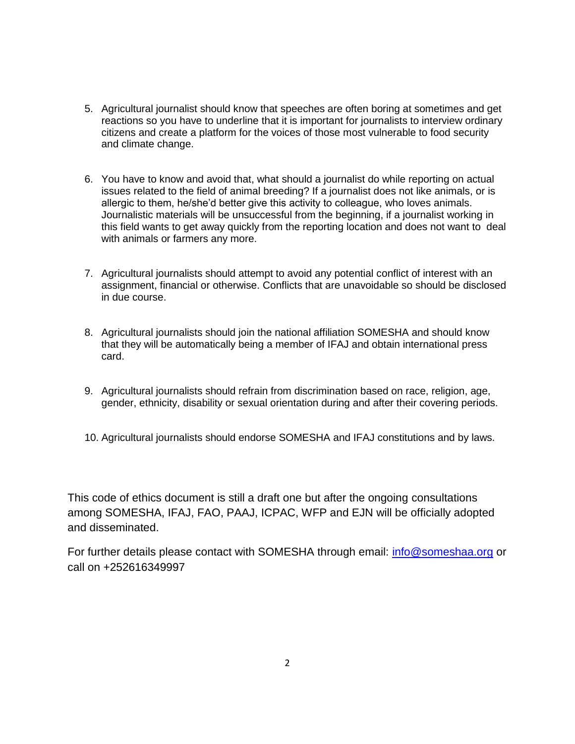5. Agricultural journalist should know that speeches are often boring at sometimes and get reactions so you have to underline that it is important for journalists to interview ordinary citizens and create a platform for the voices of those most vulnerable to food security and climate change.

6. You have to know and avoid that, what should a journalist do while reporting on actual issues related to the field of animal breeding? If a journalist does not like animals, or is allergic to them, he/she'd better give this activity to colleague, who loves animals. Journalistic materials will be unsuccessful from the beginning, if a journalist working in this field wants to get away quickly from the reporting location and does not want to deal with animals or farmers any more.

7. Agricultural journalists should attempt to avoid any potential conflict of interest with an assignment, financial or otherwise. Conflicts that are unavoidable so should be disclosed in due course.

8. Agricultural journalists should join the national affiliation SOMESHA and should know that they will be automatically being a member of IFAJ and obtain international press card.

9. Agricultural journalists should refrain from discrimination based on race, religion, age, gender, ethnicity, disability or sexual orientation during and after their covering periods.

10. Agricultural journalists should endorse SOMESHA and IFAJ constitutions and by laws.

This code of ethics document is still a draft one but after the ongoing consultations among SOMESHA, IFAJ, FAO, PAAJ, ICPAC, WFP and EJN will be officially adopted and disseminated.

For further details please contact with SOMESHA through email: [info@someshaa.org](mailto:info@someshaa.org) or call on +252616349997